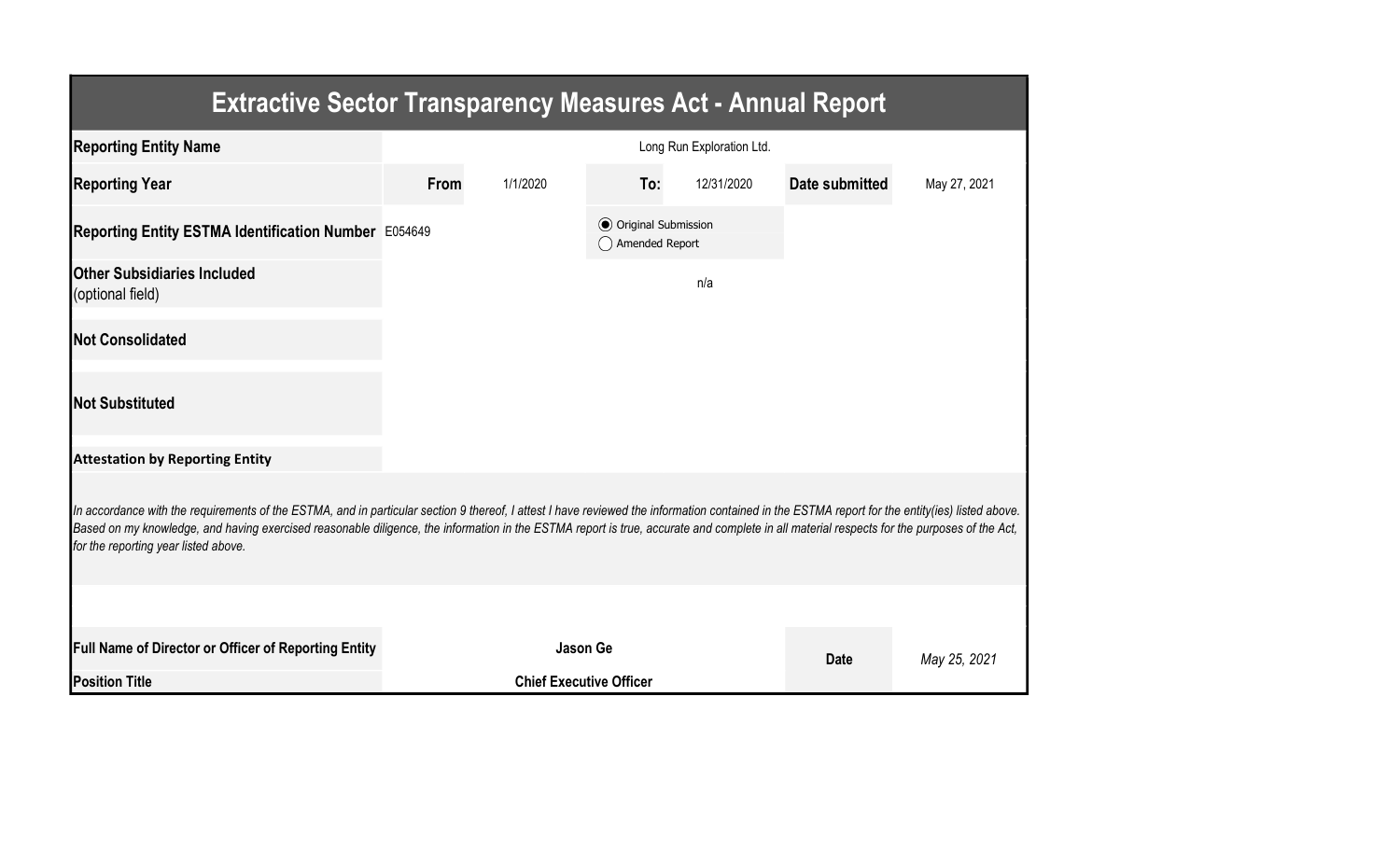# Extractive Sector Transparency Measures Act - Annual Report

| | | | | | | |
|---|---|---|---|---|---|---|
| **Reporting Entity Name** | Long Run Exploration Ltd. | | | | | |
| **Reporting Year** | **From** | 1/1/2020 | **To:** | 12/31/2020 | **Date submitted** | May 27, 2021 |
| **Reporting Entity ESTMA Identification Number** | E054649 | | ◉ Original Submission ◯ Amended Report | | | |
| **Other Subsidiaries Included** (optional field) | | | | n/a | | |
| **Not Consolidated** | | | | | | |
| **Not Substituted** | | | | | | |

**Attestation by Reporting Entity**

*In accordance with the requirements of the ESTMA, and in particular section 9 thereof, I attest I have reviewed the information contained in the ESTMA report for the entity(ies) listed above. Based on my knowledge, and having exercised reasonable diligence, the information in the ESTMA report is true, accurate and complete in all material respects for the purposes of the Act, for the reporting year listed above.*

| | | | |
|---|---|---|---|
| **Full Name of Director or Officer of Reporting Entity** | **Jason Ge** | **Date** | *May 25, 2021* |
| **Position Title** | **Chief Executive Officer** | | |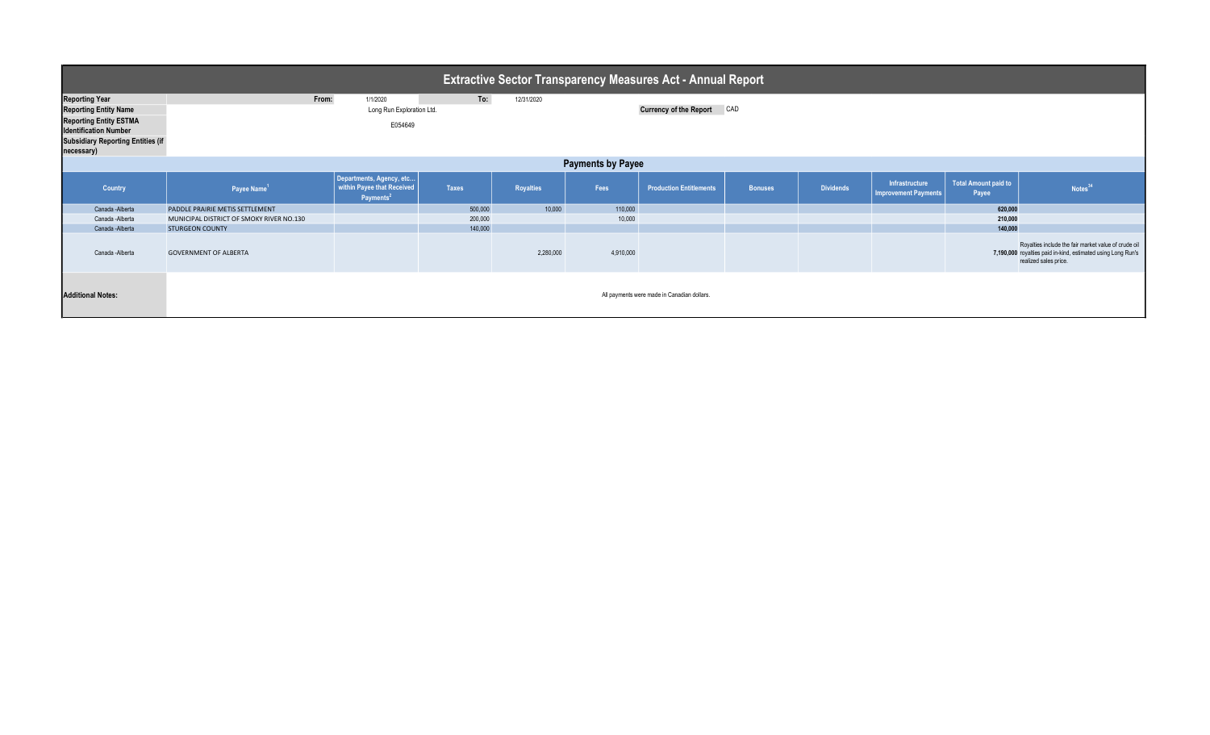# Extractive Sector Transparency Measures Act - Annual Report

| | | | | |
|---|---|---|---|---|
| **Reporting Year** | From: | 1/1/2020 | To: | 12/31/2020 |
| **Reporting Entity Name** | Long Run Exploration Ltd. | | **Currency of the Report** | CAD |
| **Reporting Entity ESTMA Identification Number** | E054649 | | | |
| **Subsidiary Reporting Entities (if necessary)** | | | | |

## Payments by Payee

| Country | Payee Name[1] | Departments, Agency, etc... within Payee that Received Payments[2] | Taxes | Royalties | Fees | Production Entitlements | Bonuses | Dividends | Infrastructure Improvement Payments | Total Amount paid to Payee | Notes[34] |
|---|---|---|---|---|---|---|---|---|---|---|---|
| Canada -Alberta | PADDLE PRAIRIE METIS SETTLEMENT | | 500,000 | 10,000 | 110,000 | | | | | **620,000** | |
| Canada -Alberta | MUNICIPAL DISTRICT OF SMOKY RIVER NO.130 | | 200,000 | | 10,000 | | | | | **210,000** | |
| Canada -Alberta | STURGEON COUNTY | | 140,000 | | | | | | | **140,000** | |
| Canada -Alberta | GOVERNMENT OF ALBERTA | | | 2,280,000 | 4,910,000 | | | | | **7,190,000** | Royalties include the fair market value of crude oil royalties paid in-kind, estimated using Long Run's realized sales price. |

**Additional Notes:** All payments were made in Canadian dollars.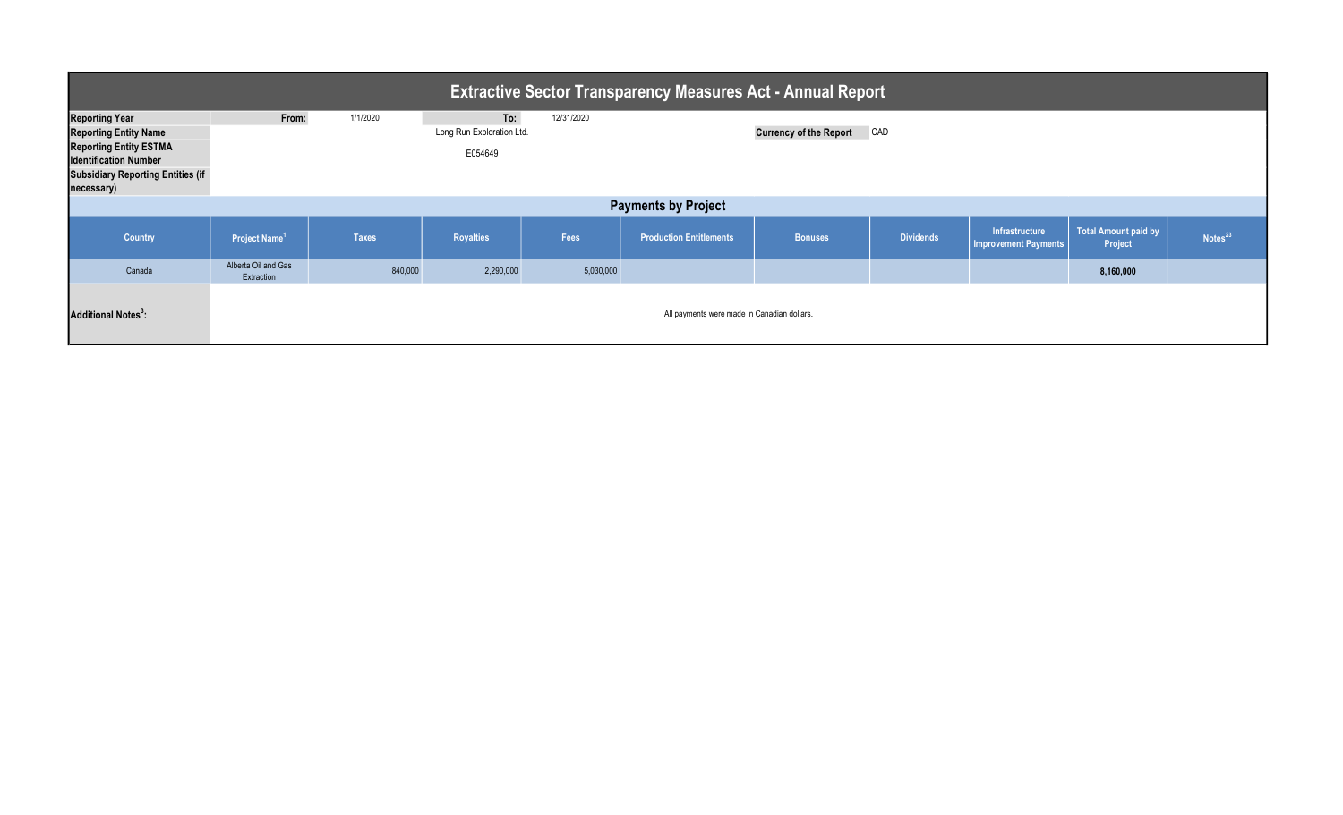# Extractive Sector Transparency Measures Act - Annual Report

| | | | | | | |
|---|---|---|---|---|---|---|
| **Reporting Year** | **From:** | 1/1/2020 | **To:** | 12/31/2020 | | |
| **Reporting Entity Name** | | | Long Run Exploration Ltd. | | **Currency of the Report** | CAD |
| **Reporting Entity ESTMA Identification Number** | | | E054649 | | | |
| **Subsidiary Reporting Entities (if necessary)** | | | | | | |

## Payments by Project

| Country | Project Name[1] | Taxes | Royalties | Fees | Production Entitlements | Bonuses | Dividends | Infrastructure Improvement Payments | Total Amount paid by Project | Notes[23] |
|---|---|---|---|---|---|---|---|---|---|---|
| Canada | Alberta Oil and Gas Extraction | 840,000 | 2,290,000 | 5,030,000 | | | | | **8,160,000** | |

**Additional Notes[3]:** All payments were made in Canadian dollars.